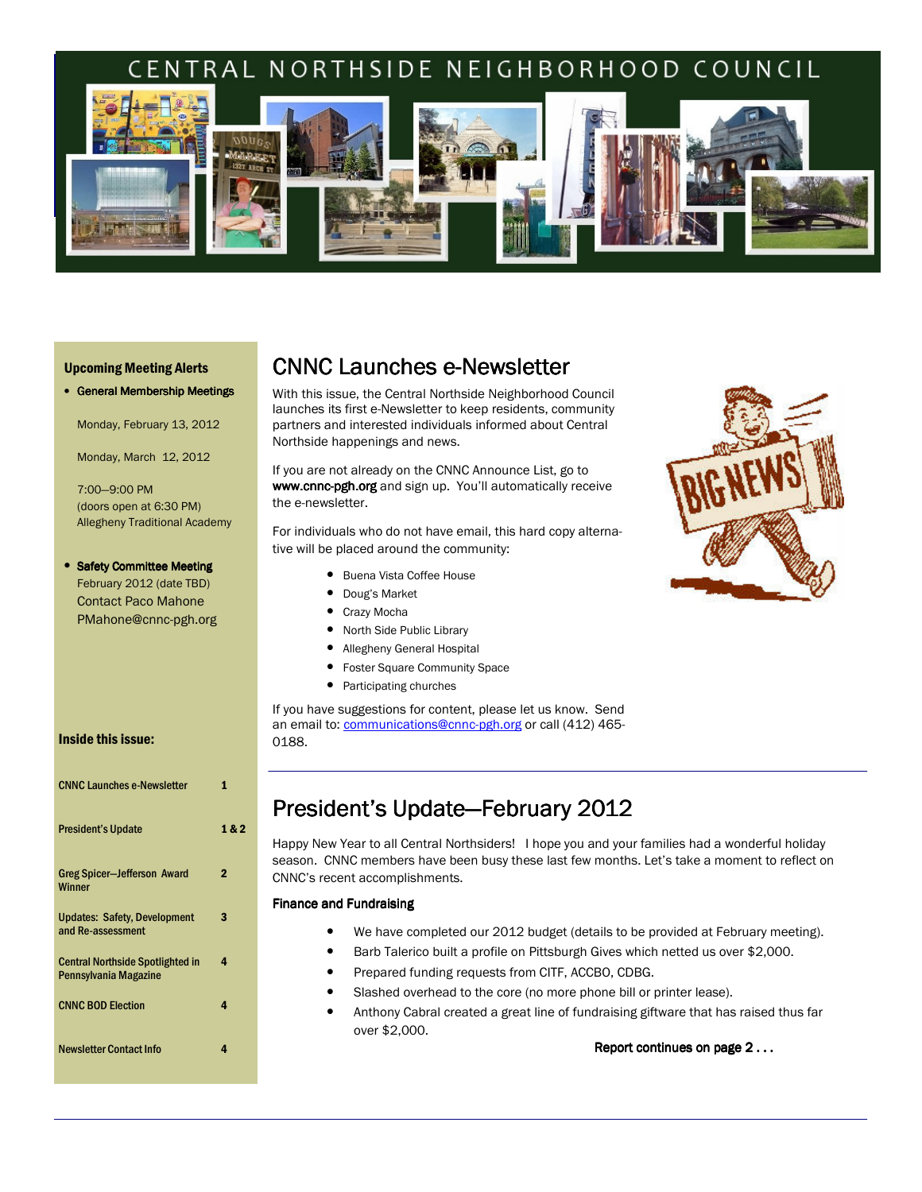# CENTRAL NORTHSIDE NEIGHBORHOOD COUNCIL

**Upcoming Meeting Alerts**

- **General Membership Meetings**

  Monday, February 13, 2012

  Monday, March 12, 2012

  7:00—9:00 PM
  (doors open at 6:30 PM)
  Allegheny Traditional Academy

- **Safety Committee Meeting**
  February 2012 (date TBD)
  Contact Paco Mahone
  PMahone@cnnc-pgh.org

**Inside this issue:**

| | |
|---|---|
| CNNC Launches e-Newsletter | 1 |
| President's Update | 1 & 2 |
| Greg Spicer—Jefferson Award Winner | 2 |
| Updates: Safety, Development and Re-assessment | 3 |
| Central Northside Spotlighted in Pennsylvania Magazine | 4 |
| CNNC BOD Election | 4 |
| Newsletter Contact Info | 4 |

## CNNC Launches e-Newsletter

With this issue, the Central Northside Neighborhood Council launches its first e-Newsletter to keep residents, community partners and interested individuals informed about Central Northside happenings and news.

If you are not already on the CNNC Announce List, go to **www.cnnc-pgh.org** and sign up. You'll automatically receive the e-newsletter.

For individuals who do not have email, this hard copy alternative will be placed around the community:

- Buena Vista Coffee House
- Doug's Market
- Crazy Mocha
- North Side Public Library
- Allegheny General Hospital
- Foster Square Community Space
- Participating churches

If you have suggestions for content, please let us know. Send an email to: communications@cnnc-pgh.org or call (412) 465-0188.

## President's Update—February 2012

Happy New Year to all Central Northsiders! I hope you and your families had a wonderful holiday season. CNNC members have been busy these last few months. Let's take a moment to reflect on CNNC's recent accomplishments.

**Finance and Fundraising**

- We have completed our 2012 budget (details to be provided at February meeting).
- Barb Talerico built a profile on Pittsburgh Gives which netted us over $2,000.
- Prepared funding requests from CITF, ACCBO, CDBG.
- Slashed overhead to the core (no more phone bill or printer lease).
- Anthony Cabral created a great line of fundraising giftware that has raised thus far over $2,000.

**Report continues on page 2 . . .**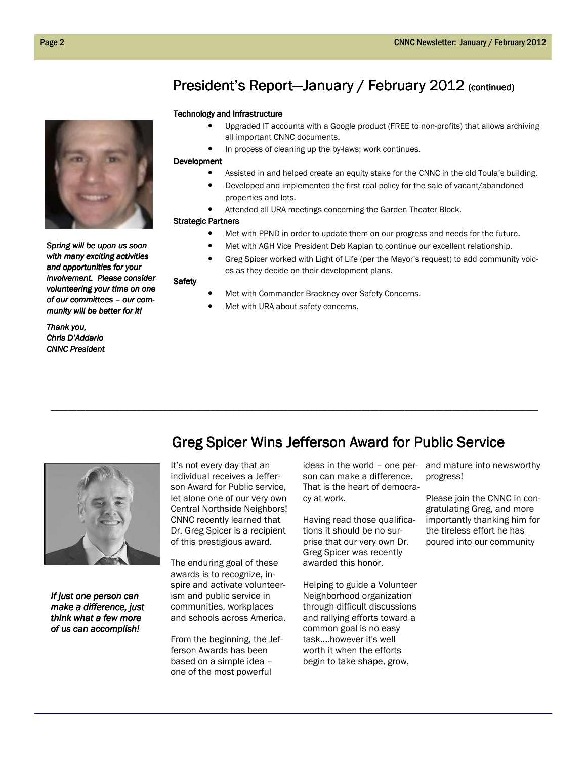## President's Report—January / February 2012 (continued)

**Technology and Infrastructure**

- Upgraded IT accounts with a Google product (FREE to non-profits) that allows archiving all important CNNC documents.
- In process of cleaning up the by-laws; work continues.

**Development**

- Assisted in and helped create an equity stake for the CNNC in the old Toula's building.
- Developed and implemented the first real policy for the sale of vacant/abandoned properties and lots.
- Attended all URA meetings concerning the Garden Theater Block.

**Strategic Partners**

- Met with PPND in order to update them on our progress and needs for the future.
- Met with AGH Vice President Deb Kaplan to continue our excellent relationship.
- Greg Spicer worked with Light of Life (per the Mayor's request) to add community voices as they decide on their development plans.

**Safety**

- Met with Commander Brackney over Safety Concerns.
- Met with URA about safety concerns.

*Spring will be upon us soon with many exciting activities and opportunities for your involvement. Please consider volunteering your time on one of our committees – our community will be better for it!*

*Thank you,*
*Chris D'Addario*
*CNNC President*

---

## Greg Spicer Wins Jefferson Award for Public Service

It's not every day that an individual receives a Jefferson Award for Public service, let alone one of our very own Central Northside Neighbors! CNNC recently learned that Dr. Greg Spicer is a recipient of this prestigious award.

The enduring goal of these awards is to recognize, inspire and activate volunteerism and public service in communities, workplaces and schools across America.

From the beginning, the Jefferson Awards has been based on a simple idea – one of the most powerful ideas in the world – one person can make a difference. That is the heart of democracy at work.

Having read those qualifications it should be no surprise that our very own Dr. Greg Spicer was recently awarded this honor.

Helping to guide a Volunteer Neighborhood organization through difficult discussions and rallying efforts toward a common goal is no easy task....however it's well worth it when the efforts begin to take shape, grow, and mature into newsworthy progress!

Please join the CNNC in congratulating Greg, and more importantly thanking him for the tireless effort he has poured into our community

*If just one person can make a difference, just think what a few more of us can accomplish!*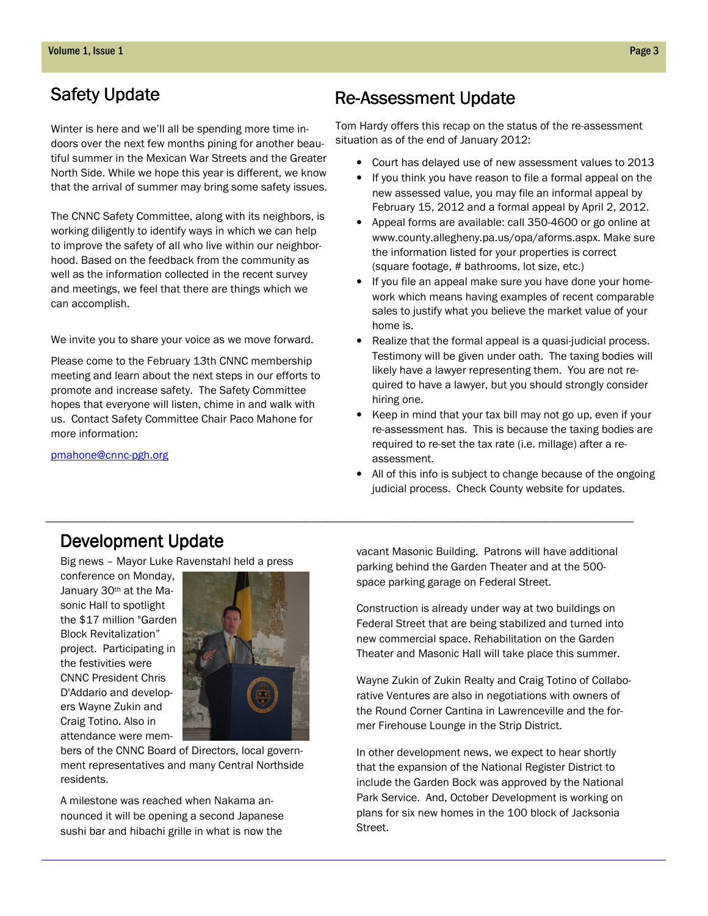## Safety Update

Winter is here and we'll all be spending more time indoors over the next few months pining for another beautiful summer in the Mexican War Streets and the Greater North Side. While we hope this year is different, we know that the arrival of summer may bring some safety issues.

The CNNC Safety Committee, along with its neighbors, is working diligently to identify ways in which we can help to improve the safety of all who live within our neighborhood. Based on the feedback from the community as well as the information collected in the recent survey and meetings, we feel that there are things which we can accomplish.

We invite you to share your voice as we move forward.

Please come to the February 13th CNNC membership meeting and learn about the next steps in our efforts to promote and increase safety. The Safety Committee hopes that everyone will listen, chime in and walk with us. Contact Safety Committee Chair Paco Mahone for more information:

pmahone@cnnc-pgh.org

## Re-Assessment Update

Tom Hardy offers this recap on the status of the re-assessment situation as of the end of January 2012:

- Court has delayed use of new assessment values to 2013
- If you think you have reason to file a formal appeal on the new assessed value, you may file an informal appeal by February 15, 2012 and a formal appeal by April 2, 2012.
- Appeal forms are available: call 350-4600 or go online at www.county.allegheny.pa.us/opa/aforms.aspx. Make sure the information listed for your properties is correct (square footage, # bathrooms, lot size, etc.)
- If you file an appeal make sure you have done your homework which means having examples of recent comparable sales to justify what you believe the market value of your home is.
- Realize that the formal appeal is a quasi-judicial process. Testimony will be given under oath. The taxing bodies will likely have a lawyer representing them. You are not required to have a lawyer, but you should strongly consider hiring one.
- Keep in mind that your tax bill may not go up, even if your re-assessment has. This is because the taxing bodies are required to re-set the tax rate (i.e. millage) after a re-assessment.
- All of this info is subject to change because of the ongoing judicial process. Check County website for updates.

## Development Update

Big news – Mayor Luke Ravenstahl held a press conference on Monday, January 30th at the Masonic Hall to spotlight the $17 million "Garden Block Revitalization" project. Participating in the festivities were CNNC President Chris D'Addario and developers Wayne Zukin and Craig Totino. Also in attendance were members of the CNNC Board of Directors, local government representatives and many Central Northside residents.

A milestone was reached when Nakama announced it will be opening a second Japanese sushi bar and hibachi grille in what is now the vacant Masonic Building. Patrons will have additional parking behind the Garden Theater and at the 500-space parking garage on Federal Street.

Construction is already under way at two buildings on Federal Street that are being stabilized and turned into new commercial space. Rehabilitation on the Garden Theater and Masonic Hall will take place this summer.

Wayne Zukin of Zukin Realty and Craig Totino of Collaborative Ventures are also in negotiations with owners of the Round Corner Cantina in Lawrenceville and the former Firehouse Lounge in the Strip District.

In other development news, we expect to hear shortly that the expansion of the National Register District to include the Garden Bock was approved by the National Park Service. And, October Development is working on plans for six new homes in the 100 block of Jacksonia Street.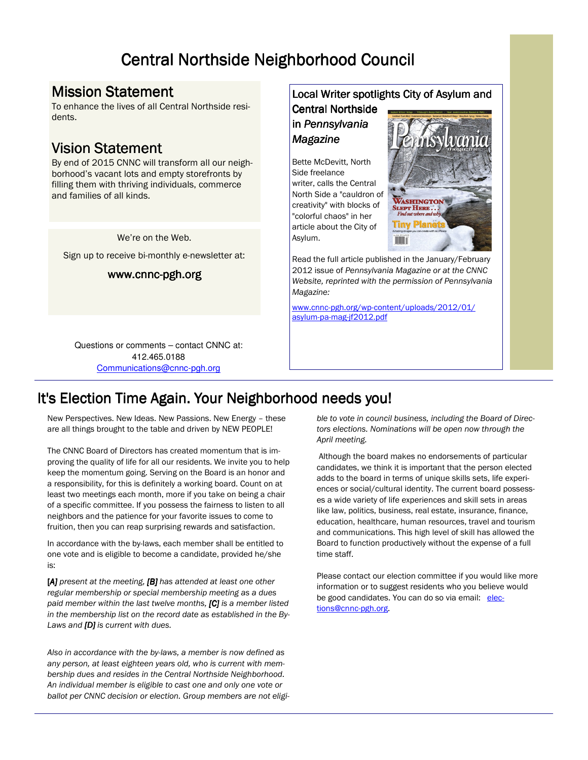# Central Northside Neighborhood Council

## Mission Statement

To enhance the lives of all Central Northside residents.

## Vision Statement

By end of 2015 CNNC will transform all our neighborhood's vacant lots and empty storefronts by filling them with thriving individuals, commerce and families of all kinds.

We're on the Web.

Sign up to receive bi-monthly e-newsletter at:

www.cnnc-pgh.org

Questions or comments – contact CNNC at:
412.465.0188
Communications@cnnc-pgh.org

## Local Writer spotlights City of Asylum and Central Northside in *Pennsylvania Magazine*

Bette McDevitt, North Side freelance writer, calls the Central North Side a "cauldron of creativity" with blocks of "colorful chaos" in her article about the City of Asylum.

Read the full article published in the January/February 2012 issue of *Pennsylvania Magazine or at the CNNC Website, reprinted with the permission of Pennsylvania Magazine:*

www.cnnc-pgh.org/wp-content/uploads/2012/01/asylum-pa-mag-jf2012.pdf

## It's Election Time Again. Your Neighborhood needs you!

New Perspectives. New Ideas. New Passions. New Energy – these are all things brought to the table and driven by NEW PEOPLE!

The CNNC Board of Directors has created momentum that is improving the quality of life for all our residents. We invite you to help keep the momentum going. Serving on the Board is an honor and a responsibility, for this is definitely a working board. Count on at least two meetings each month, more if you take on being a chair of a specific committee. If you possess the fairness to listen to all neighbors and the patience for your favorite issues to come to fruition, then you can reap surprising rewards and satisfaction.

In accordance with the by-laws, each member shall be entitled to one vote and is eligible to become a candidate, provided he/she is:

*[**A**] present at the meeting, [**B**] has attended at least one other regular membership or special membership meeting as a dues paid member within the last twelve months, [**C**] is a member listed in the membership list on the record date as established in the By-Laws and [**D**] is current with dues.*

*Also in accordance with the by-laws, a member is now defined as any person, at least eighteen years old, who is current with membership dues and resides in the Central Northside Neighborhood. An individual member is eligible to cast one and only one vote or ballot per CNNC decision or election. Group members are not eligible to vote in council business, including the Board of Directors elections. Nominations will be open now through the April meeting.*

Although the board makes no endorsements of particular candidates, we think it is important that the person elected adds to the board in terms of unique skills sets, life experiences or social/cultural identity. The current board possesses a wide variety of life experiences and skill sets in areas like law, politics, business, real estate, insurance, finance, education, healthcare, human resources, travel and tourism and communications. This high level of skill has allowed the Board to function productively without the expense of a full time staff.

Please contact our election committee if you would like more information or to suggest residents who you believe would be good candidates. You can do so via email: elections@cnnc-pgh.org.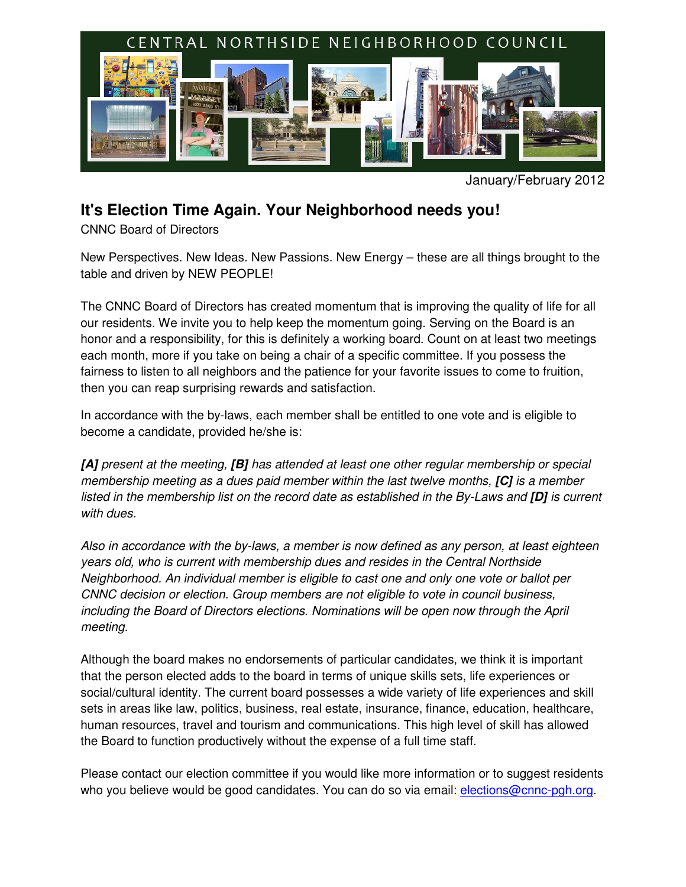CENTRAL NORTHSIDE NEIGHBORHOOD COUNCIL

January/February 2012

## It's Election Time Again. Your Neighborhood needs you!

CNNC Board of Directors

New Perspectives. New Ideas. New Passions. New Energy – these are all things brought to the table and driven by NEW PEOPLE!

The CNNC Board of Directors has created momentum that is improving the quality of life for all our residents. We invite you to help keep the momentum going. Serving on the Board is an honor and a responsibility, for this is definitely a working board. Count on at least two meetings each month, more if you take on being a chair of a specific committee. If you possess the fairness to listen to all neighbors and the patience for your favorite issues to come to fruition, then you can reap surprising rewards and satisfaction.

In accordance with the by-laws, each member shall be entitled to one vote and is eligible to become a candidate, provided he/she is:

***[A]*** *present at the meeting,* ***[B]*** *has attended at least one other regular membership or special membership meeting as a dues paid member within the last twelve months,* ***[C]*** *is a member listed in the membership list on the record date as established in the By-Laws and* ***[D]*** *is current with dues.*

*Also in accordance with the by-laws, a member is now defined as any person, at least eighteen years old, who is current with membership dues and resides in the Central Northside Neighborhood. An individual member is eligible to cast one and only one vote or ballot per CNNC decision or election. Group members are not eligible to vote in council business, including the Board of Directors elections. Nominations will be open now through the April meeting.*

Although the board makes no endorsements of particular candidates, we think it is important that the person elected adds to the board in terms of unique skills sets, life experiences or social/cultural identity. The current board possesses a wide variety of life experiences and skill sets in areas like law, politics, business, real estate, insurance, finance, education, healthcare, human resources, travel and tourism and communications. This high level of skill has allowed the Board to function productively without the expense of a full time staff.

Please contact our election committee if you would like more information or to suggest residents who you believe would be good candidates. You can do so via email: elections@cnnc-pgh.org.